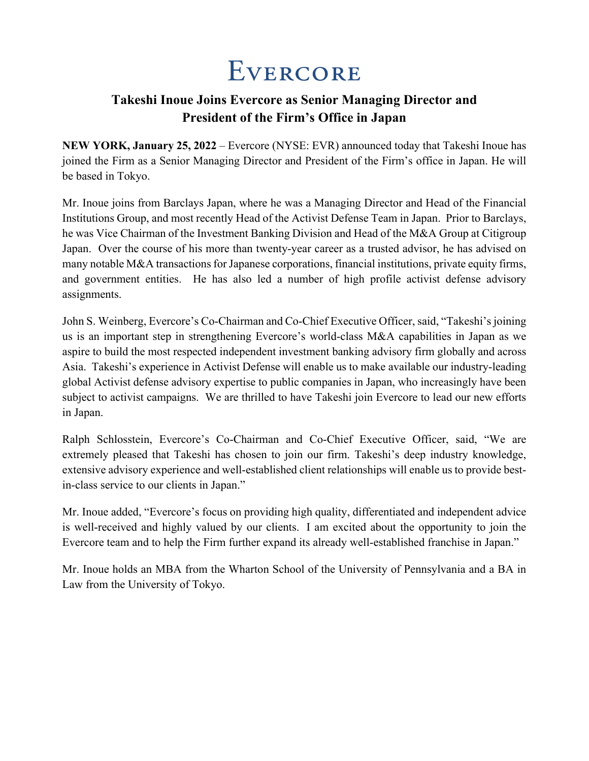# Evercore

## Takeshi Inoue Joins Evercore as Senior Managing Director and President of the Firm's Office in Japan

**NEW YORK, January 25, 2022** – Evercore (NYSE: EVR) announced today that Takeshi Inoue has joined the Firm as a Senior Managing Director and President of the Firm's office in Japan. He will be based in Tokyo.

Mr. Inoue joins from Barclays Japan, where he was a Managing Director and Head of the Financial Institutions Group, and most recently Head of the Activist Defense Team in Japan. Prior to Barclays, he was Vice Chairman of the Investment Banking Division and Head of the M&A Group at Citigroup Japan. Over the course of his more than twenty-year career as a trusted advisor, he has advised on many notable M&A transactions for Japanese corporations, financial institutions, private equity firms, and government entities. He has also led a number of high profile activist defense advisory assignments.

John S. Weinberg, Evercore's Co-Chairman and Co-Chief Executive Officer, said, "Takeshi's joining us is an important step in strengthening Evercore's world-class M&A capabilities in Japan as we aspire to build the most respected independent investment banking advisory firm globally and across Asia. Takeshi's experience in Activist Defense will enable us to make available our industry-leading global Activist defense advisory expertise to public companies in Japan, who increasingly have been subject to activist campaigns. We are thrilled to have Takeshi join Evercore to lead our new efforts in Japan.

Ralph Schlosstein, Evercore's Co-Chairman and Co-Chief Executive Officer, said, "We are extremely pleased that Takeshi has chosen to join our firm. Takeshi's deep industry knowledge, extensive advisory experience and well-established client relationships will enable us to provide best-in-class service to our clients in Japan."

Mr. Inoue added, "Evercore's focus on providing high quality, differentiated and independent advice is well-received and highly valued by our clients. I am excited about the opportunity to join the Evercore team and to help the Firm further expand its already well-established franchise in Japan."

Mr. Inoue holds an MBA from the Wharton School of the University of Pennsylvania and a BA in Law from the University of Tokyo.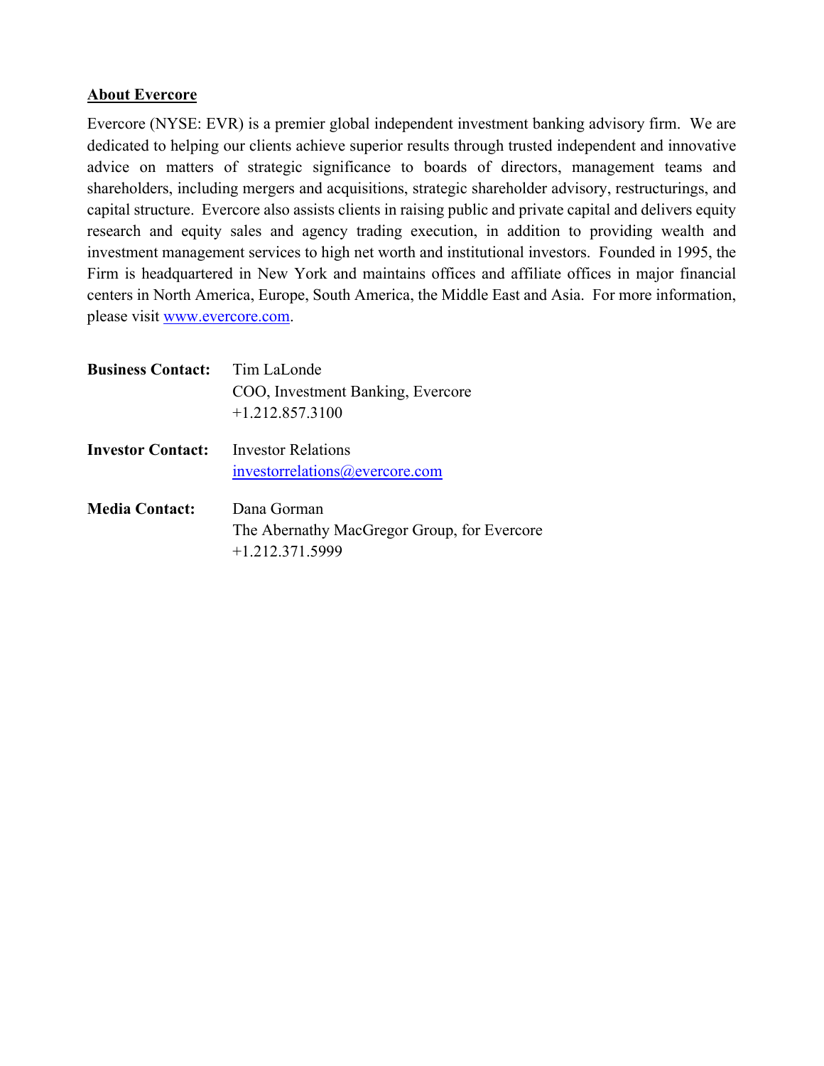**About Evercore**

Evercore (NYSE: EVR) is a premier global independent investment banking advisory firm. We are dedicated to helping our clients achieve superior results through trusted independent and innovative advice on matters of strategic significance to boards of directors, management teams and shareholders, including mergers and acquisitions, strategic shareholder advisory, restructurings, and capital structure. Evercore also assists clients in raising public and private capital and delivers equity research and equity sales and agency trading execution, in addition to providing wealth and investment management services to high net worth and institutional investors. Founded in 1995, the Firm is headquartered in New York and maintains offices and affiliate offices in major financial centers in North America, Europe, South America, the Middle East and Asia. For more information, please visit www.evercore.com.

**Business Contact:** Tim LaLonde
COO, Investment Banking, Evercore
+1.212.857.3100

**Investor Contact:** Investor Relations
investorrelations@evercore.com

**Media Contact:** Dana Gorman
The Abernathy MacGregor Group, for Evercore
+1.212.371.5999